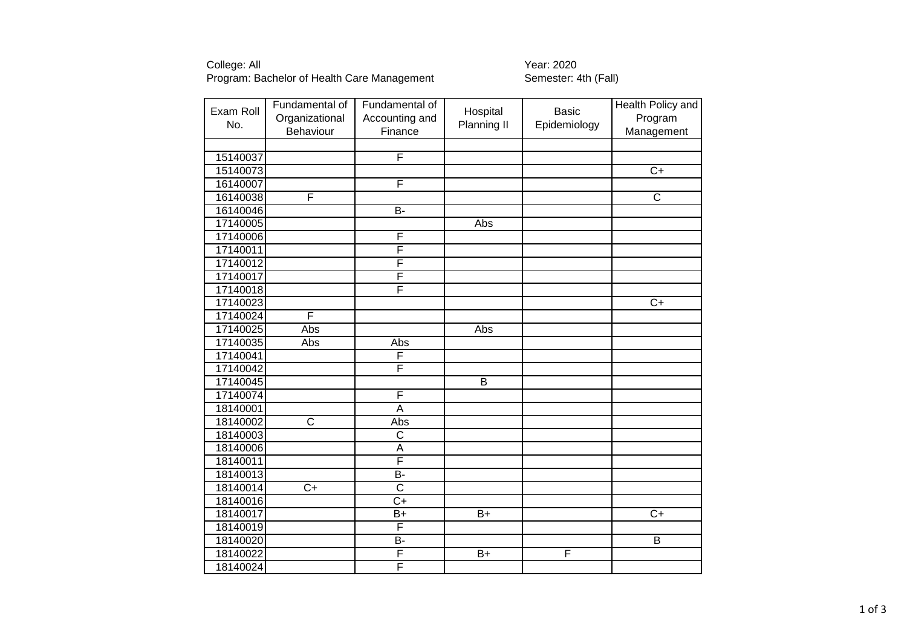College: All
Program: Bachelor of Health Care Management

Year: 2020
Semester: 4th (Fall)

| Exam Roll No. | Fundamental of Organizational Behaviour | Fundamental of Accounting and Finance | Hospital Planning II | Basic Epidemiology | Health Policy and Program Management |
|---|---|---|---|---|---|
| | | | | | |
| 15140037 | | F | | | |
| 15140073 | | | | | C+ |
| 16140007 | | F | | | |
| 16140038 | F | | | | C |
| 16140046 | | B- | | | |
| 17140005 | | | Abs | | |
| 17140006 | | F | | | |
| 17140011 | | F | | | |
| 17140012 | | F | | | |
| 17140017 | | F | | | |
| 17140018 | | F | | | |
| 17140023 | | | | | C+ |
| 17140024 | F | | | | |
| 17140025 | Abs | | Abs | | |
| 17140035 | Abs | Abs | | | |
| 17140041 | | F | | | |
| 17140042 | | F | | | |
| 17140045 | | | B | | |
| 17140074 | | F | | | |
| 18140001 | | A | | | |
| 18140002 | C | Abs | | | |
| 18140003 | | C | | | |
| 18140006 | | A | | | |
| 18140011 | | F | | | |
| 18140013 | | B- | | | |
| 18140014 | C+ | C | | | |
| 18140016 | | C+ | | | |
| 18140017 | | B+ | B+ | | C+ |
| 18140019 | | F | | | |
| 18140020 | | B- | | | B |
| 18140022 | | F | B+ | F | |
| 18140024 | | F | | | |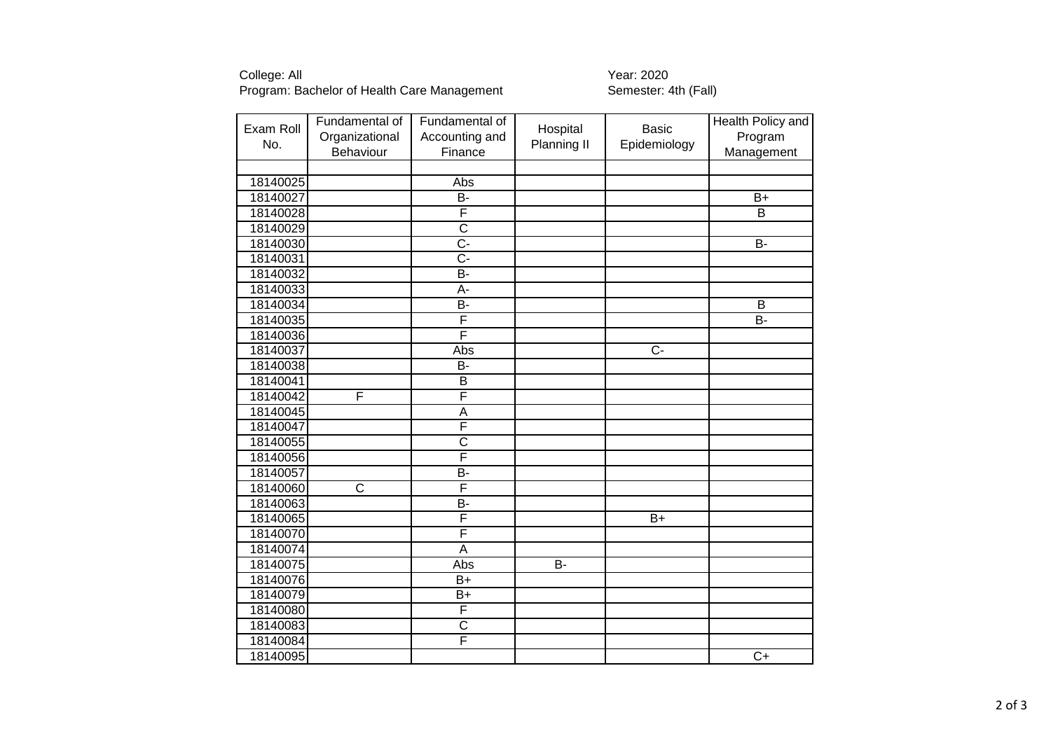College: All
Program: Bachelor of Health Care Management

Year: 2020
Semester: 4th (Fall)

| Exam Roll No. | Fundamental of Organizational Behaviour | Fundamental of Accounting and Finance | Hospital Planning II | Basic Epidemiology | Health Policy and Program Management |
|---|---|---|---|---|---|
| | | | | | |
| 18140025 | | Abs | | | |
| 18140027 | | B- | | | B+ |
| 18140028 | | F | | | B |
| 18140029 | | C | | | |
| 18140030 | | C- | | | B- |
| 18140031 | | C- | | | |
| 18140032 | | B- | | | |
| 18140033 | | A- | | | |
| 18140034 | | B- | | | B |
| 18140035 | | F | | | B- |
| 18140036 | | F | | | |
| 18140037 | | Abs | | C- | |
| 18140038 | | B- | | | |
| 18140041 | | B | | | |
| 18140042 | F | F | | | |
| 18140045 | | A | | | |
| 18140047 | | F | | | |
| 18140055 | | C | | | |
| 18140056 | | F | | | |
| 18140057 | | B- | | | |
| 18140060 | C | F | | | |
| 18140063 | | B- | | | |
| 18140065 | | F | | B+ | |
| 18140070 | | F | | | |
| 18140074 | | A | | | |
| 18140075 | | Abs | B- | | |
| 18140076 | | B+ | | | |
| 18140079 | | B+ | | | |
| 18140080 | | F | | | |
| 18140083 | | C | | | |
| 18140084 | | F | | | |
| 18140095 | | | | | C+ |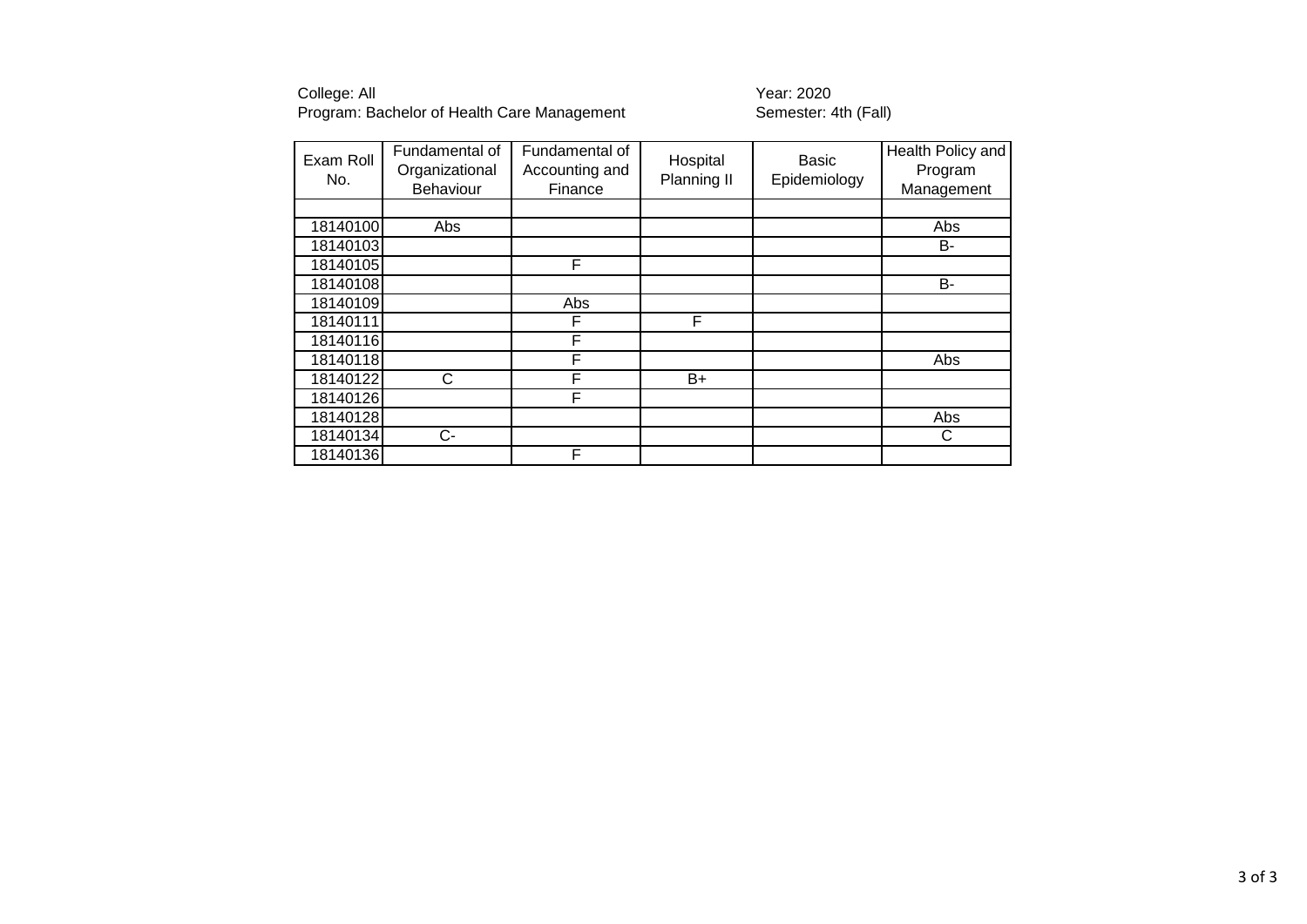College: All
Program: Bachelor of Health Care Management

Year: 2020
Semester: 4th (Fall)

| Exam Roll No. | Fundamental of Organizational Behaviour | Fundamental of Accounting and Finance | Hospital Planning II | Basic Epidemiology | Health Policy and Program Management |
|---|---|---|---|---|---|
| | | | | | |
| 18140100 | Abs | | | | Abs |
| 18140103 | | | | | B- |
| 18140105 | | F | | | |
| 18140108 | | | | | B- |
| 18140109 | | Abs | | | |
| 18140111 | | F | F | | |
| 18140116 | | F | | | |
| 18140118 | | F | | | Abs |
| 18140122 | C | F | B+ | | |
| 18140126 | | F | | | |
| 18140128 | | | | | Abs |
| 18140134 | C- | | | | C |
| 18140136 | | F | | | |